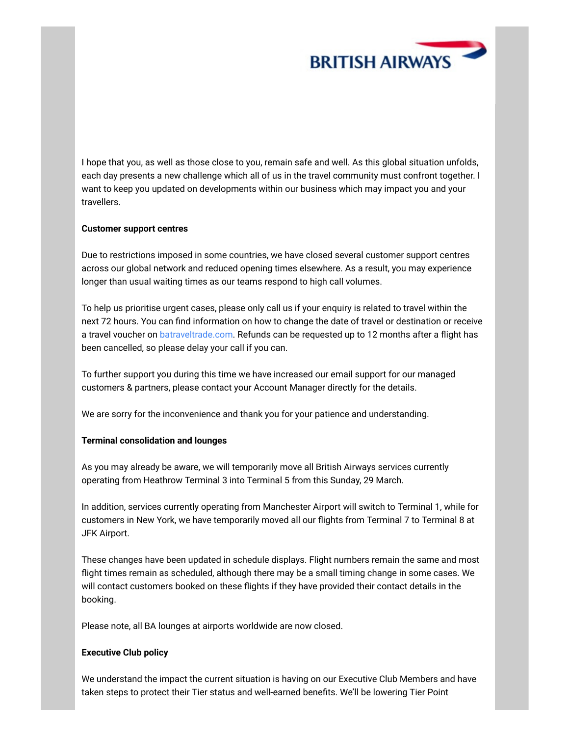BRITISH AIRWAYS

I hope that you, as well as those close to you, remain safe and well. As this global situation unfolds, each day presents a new challenge which all of us in the travel community must confront together. I want to keep you updated on developments within our business which may impact you and your travellers.

**Customer support centres**

Due to restrictions imposed in some countries, we have closed several customer support centres across our global network and reduced opening times elsewhere. As a result, you may experience longer than usual waiting times as our teams respond to high call volumes.

To help us prioritise urgent cases, please only call us if your enquiry is related to travel within the next 72 hours. You can find information on how to change the date of travel or destination or receive a travel voucher on batraveltrade.com. Refunds can be requested up to 12 months after a flight has been cancelled, so please delay your call if you can.

To further support you during this time we have increased our email support for our managed customers & partners, please contact your Account Manager directly for the details.

We are sorry for the inconvenience and thank you for your patience and understanding.

**Terminal consolidation and lounges**

As you may already be aware, we will temporarily move all British Airways services currently operating from Heathrow Terminal 3 into Terminal 5 from this Sunday, 29 March.

In addition, services currently operating from Manchester Airport will switch to Terminal 1, while for customers in New York, we have temporarily moved all our flights from Terminal 7 to Terminal 8 at JFK Airport.

These changes have been updated in schedule displays. Flight numbers remain the same and most flight times remain as scheduled, although there may be a small timing change in some cases. We will contact customers booked on these flights if they have provided their contact details in the booking.

Please note, all BA lounges at airports worldwide are now closed.

**Executive Club policy**

We understand the impact the current situation is having on our Executive Club Members and have taken steps to protect their Tier status and well-earned benefits. We'll be lowering Tier Point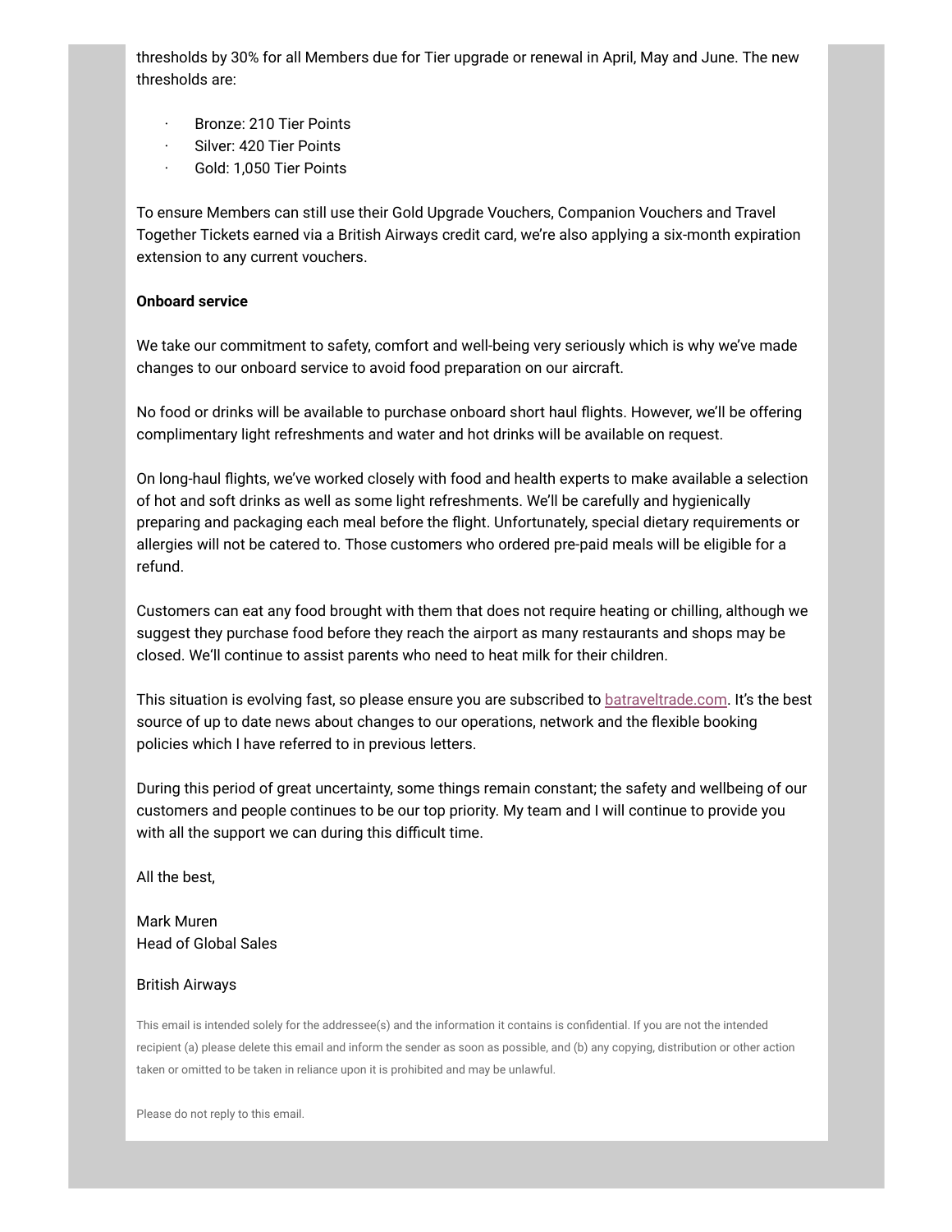thresholds by 30% for all Members due for Tier upgrade or renewal in April, May and June. The new thresholds are:

- Bronze: 210 Tier Points
- Silver: 420 Tier Points
- Gold: 1,050 Tier Points

To ensure Members can still use their Gold Upgrade Vouchers, Companion Vouchers and Travel Together Tickets earned via a British Airways credit card, we're also applying a six-month expiration extension to any current vouchers.

**Onboard service**

We take our commitment to safety, comfort and well-being very seriously which is why we've made changes to our onboard service to avoid food preparation on our aircraft.

No food or drinks will be available to purchase onboard short haul flights. However, we'll be offering complimentary light refreshments and water and hot drinks will be available on request.

On long-haul flights, we've worked closely with food and health experts to make available a selection of hot and soft drinks as well as some light refreshments. We'll be carefully and hygienically preparing and packaging each meal before the flight. Unfortunately, special dietary requirements or allergies will not be catered to. Those customers who ordered pre-paid meals will be eligible for a refund.

Customers can eat any food brought with them that does not require heating or chilling, although we suggest they purchase food before they reach the airport as many restaurants and shops may be closed. We'll continue to assist parents who need to heat milk for their children.

This situation is evolving fast, so please ensure you are subscribed to batraveltrade.com. It's the best source of up to date news about changes to our operations, network and the flexible booking policies which I have referred to in previous letters.

During this period of great uncertainty, some things remain constant; the safety and wellbeing of our customers and people continues to be our top priority. My team and I will continue to provide you with all the support we can during this difficult time.

All the best,

Mark Muren
Head of Global Sales

British Airways

This email is intended solely for the addressee(s) and the information it contains is confidential. If you are not the intended recipient (a) please delete this email and inform the sender as soon as possible, and (b) any copying, distribution or other action taken or omitted to be taken in reliance upon it is prohibited and may be unlawful.

Please do not reply to this email.